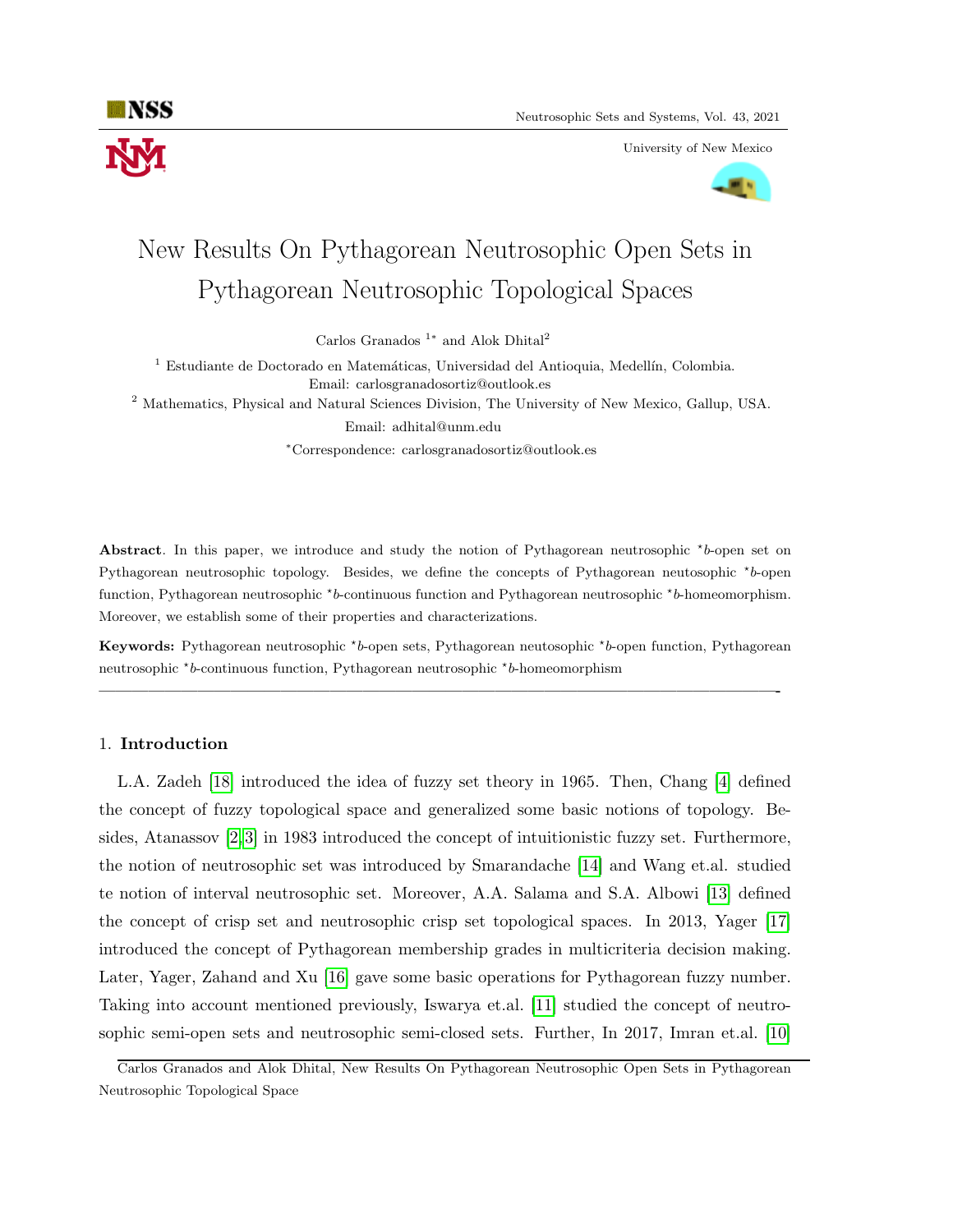# New Results On Pythagorean Neutrosophic Open Sets in Pythagorean Neutrosophic Topological Spaces

Carlos Granados [1*] and Alok Dhital[2]

[1] Estudiante de Doctorado en Matemáticas, Universidad del Antioquia, Medellín, Colombia.
Email: carlosgranadosortiz@outlook.es

[2] Mathematics, Physical and Natural Sciences Division, The University of New Mexico, Gallup, USA.
Email: adhital@unm.edu

[*]Correspondence: carlosgranadosortiz@outlook.es

**Abstract**. In this paper, we introduce and study the notion of Pythagorean neutrosophic $^{\star}b$-open set on Pythagorean neutrosophic topology. Besides, we define the concepts of Pythagorean neutosophic $^{\star}b$-open function, Pythagorean neutrosophic $^{\star}b$-continuous function and Pythagorean neutrosophic $^{\star}b$-homeomorphism. Moreover, we establish some of their properties and characterizations.

**Keywords:** Pythagorean neutrosophic $^{\star}b$-open sets, Pythagorean neutosophic $^{\star}b$-open function, Pythagorean neutrosophic $^{\star}b$-continuous function, Pythagorean neutrosophic $^{\star}b$-homeomorphism

---

## 1. Introduction

L.A. Zadeh [18] introduced the idea of fuzzy set theory in 1965. Then, Chang [4] defined the concept of fuzzy topological space and generalized some basic notions of topology. Besides, Atanassov [2,3] in 1983 introduced the concept of intuitionistic fuzzy set. Furthermore, the notion of neutrosophic set was introduced by Smarandache [14] and Wang et.al. studied te notion of interval neutrosophic set. Moreover, A.A. Salama and S.A. Albowi [13] defined the concept of crisp set and neutrosophic crisp set topological spaces. In 2013, Yager [17] introduced the concept of Pythagorean membership grades in multicriteria decision making. Later, Yager, Zahand and Xu [16] gave some basic operations for Pythagorean fuzzy number. Taking into account mentioned previously, Iswarya et.al. [11] studied the concept of neutrosophic semi-open sets and neutrosophic semi-closed sets. Further, In 2017, Imran et.al. [10]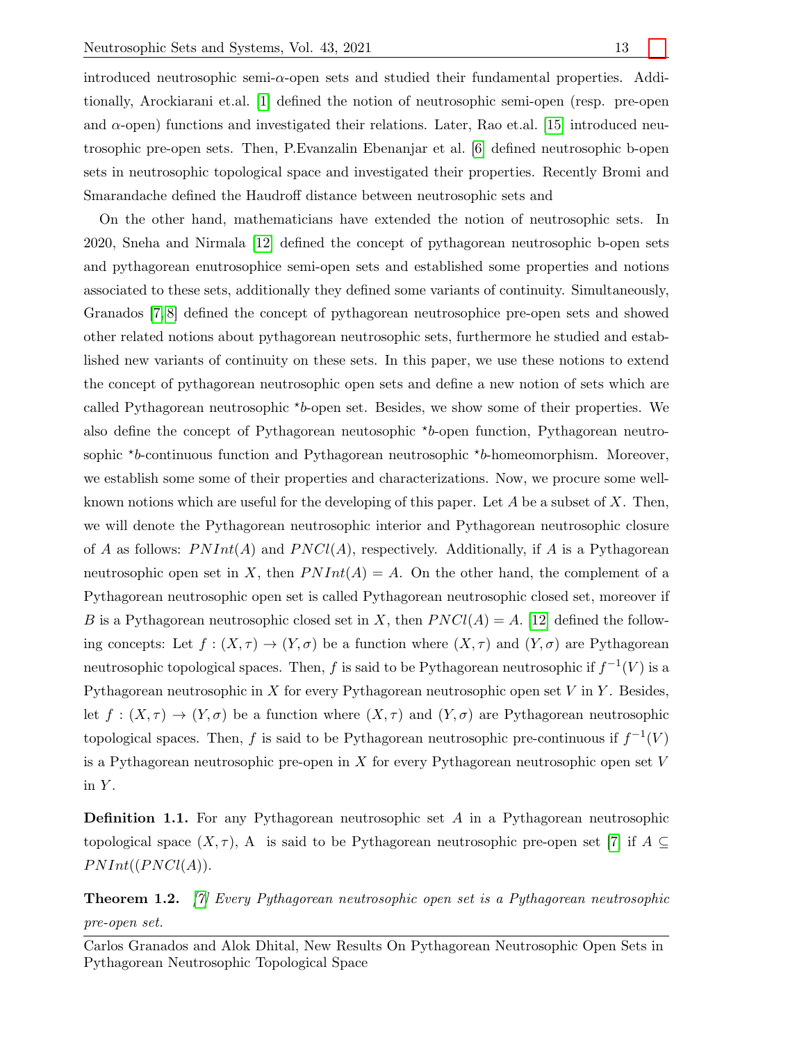introduced neutrosophic semi-$\alpha$-open sets and studied their fundamental properties. Additionally, Arockiarani et.al. [1] defined the notion of neutrosophic semi-open (resp. pre-open and $\alpha$-open) functions and investigated their relations. Later, Rao et.al. [15] introduced neutrosophic pre-open sets. Then, P.Evanzalin Ebenanjar et al. [6] defined neutrosophic b-open sets in neutrosophic topological space and investigated their properties. Recently Bromi and Smarandache defined the Haudroff distance between neutrosophic sets and

On the other hand, mathematicians have extended the notion of neutrosophic sets. In 2020, Sneha and Nirmala [12] defined the concept of pythagorean neutrosophic b-open sets and pythagorean enutrosophice semi-open sets and established some properties and notions associated to these sets, additionally they defined some variants of continuity. Simultaneously, Granados [7,8] defined the concept of pythagorean neutrosophice pre-open sets and showed other related notions about pythagorean neutrosophic sets, furthermore he studied and established new variants of continuity on these sets. In this paper, we use these notions to extend the concept of pythagorean neutrosophic open sets and define a new notion of sets which are called Pythagorean neutrosophic $\star b$-open set. Besides, we show some of their properties. We also define the concept of Pythagorean neutosophic $\star b$-open function, Pythagorean neutrosophic $\star b$-continuous function and Pythagorean neutrosophic $\star b$-homeomorphism. Moreover, we establish some some of their properties and characterizations. Now, we procure some well-known notions which are useful for the developing of this paper. Let $A$ be a subset of $X$. Then, we will denote the Pythagorean neutrosophic interior and Pythagorean neutrosophic closure of $A$ as follows: $PNInt(A)$ and $PNCl(A)$, respectively. Additionally, if $A$ is a Pythagorean neutrosophic open set in $X$, then $PNInt(A) = A$. On the other hand, the complement of a Pythagorean neutrosophic open set is called Pythagorean neutrosophic closed set, moreover if $B$ is a Pythagorean neutrosophic closed set in $X$, then $PNCl(A) = A$. [12] defined the following concepts: Let $f : (X, \tau) \to (Y, \sigma)$ be a function where $(X, \tau)$ and $(Y, \sigma)$ are Pythagorean neutrosophic topological spaces. Then, $f$ is said to be Pythagorean neutrosophic if $f^{-1}(V)$ is a Pythagorean neutrosophic in $X$ for every Pythagorean neutrosophic open set $V$ in $Y$. Besides, let $f : (X, \tau) \to (Y, \sigma)$ be a function where $(X, \tau)$ and $(Y, \sigma)$ are Pythagorean neutrosophic topological spaces. Then, $f$ is said to be Pythagorean neutrosophic pre-continuous if $f^{-1}(V)$ is a Pythagorean neutrosophic pre-open in $X$ for every Pythagorean neutrosophic open set $V$ in $Y$.

**Definition 1.1.** For any Pythagorean neutrosophic set $A$ in a Pythagorean neutrosophic topological space $(X, \tau)$, A is said to be Pythagorean neutrosophic pre-open set [7] if $A \subseteq PNInt((PNCl(A))$.

**Theorem 1.2.** *[7] Every Pythagorean neutrosophic open set is a Pythagorean neutrosophic pre-open set.*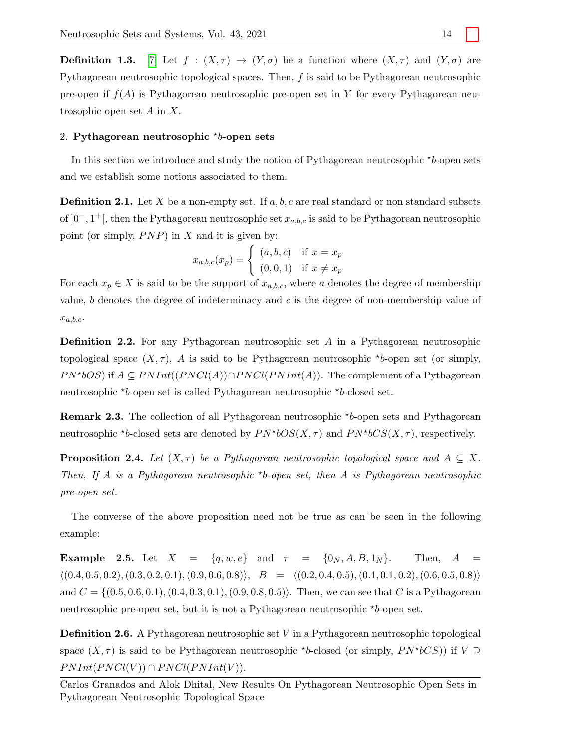**Definition 1.3.** [7] Let $f : (X, \tau) \to (Y, \sigma)$ be a function where $(X, \tau)$ and $(Y, \sigma)$ are Pythagorean neutrosophic topological spaces. Then, $f$ is said to be Pythagorean neutrosophic pre-open if $f(A)$ is Pythagorean neutrosophic pre-open set in $Y$ for every Pythagorean neutrosophic open set $A$ in $X$.

## 2. Pythagorean neutrosophic $^\star b$-open sets

In this section we introduce and study the notion of Pythagorean neutrosophic $^\star b$-open sets and we establish some notions associated to them.

**Definition 2.1.** Let $X$ be a non-empty set. If $a, b, c$ are real standard or non standard subsets of $]0^-, 1^+[$, then the Pythagorean neutrosophic set $x_{a,b,c}$ is said to be Pythagorean neutrosophic point (or simply, $PNP$) in $X$ and it is given by:

$$x_{a,b,c}(x_p) = \begin{cases} (a, b, c) & \text{if } x = x_p \\ (0, 0, 1) & \text{if } x \neq x_p \end{cases}$$

For each $x_p \in X$ is said to be the support of $x_{a,b,c}$, where $a$ denotes the degree of membership value, $b$ denotes the degree of indeterminacy and $c$ is the degree of non-membership value of $x_{a,b,c}$.

**Definition 2.2.** For any Pythagorean neutrosophic set $A$ in a Pythagorean neutrosophic topological space $(X, \tau)$, $A$ is said to be Pythagorean neutrosophic $^\star b$-open set (or simply, $PN^\star bOS$) if $A \subseteq PNInt((PNCl(A)) \cap PNCl(PNInt(A))$. The complement of a Pythagorean neutrosophic $^\star b$-open set is called Pythagorean neutrosophic $^\star b$-closed set.

**Remark 2.3.** The collection of all Pythagorean neutrosophic $^\star b$-open sets and Pythagorean neutrosophic $^\star b$-closed sets are denoted by $PN^\star bOS(X, \tau)$ and $PN^\star bCS(X, \tau)$, respectively.

**Proposition 2.4.** *Let $(X, \tau)$ be a Pythagorean neutrosophic topological space and $A \subseteq X$. Then, If $A$ is a Pythagorean neutrosophic $^\star b$-open set, then $A$ is Pythagorean neutrosophic pre-open set.*

The converse of the above proposition need not be true as can be seen in the following example:

**Example 2.5.** Let $X = \{q, w, e\}$ and $\tau = \{0_N, A, B, 1_N\}$. Then, $A = \langle(0.4, 0.5, 0.2), (0.3, 0.2, 0.1), (0.9, 0.6, 0.8)\rangle$, $B = \langle(0.2, 0.4, 0.5), (0.1, 0.1, 0.2), (0.6, 0.5, 0.8)\rangle$ and $C = \{(0.5, 0.6, 0.1), (0.4, 0.3, 0.1), (0.9, 0.8, 0.5)\rangle$. Then, we can see that $C$ is a Pythagorean neutrosophic pre-open set, but it is not a Pythagorean neutrosophic $^\star b$-open set.

**Definition 2.6.** A Pythagorean neutrosophic set $V$ in a Pythagorean neutrosophic topological space $(X, \tau)$ is said to be Pythagorean neutrosophic $^\star b$-closed (or simply, $PN^\star bCS$)) if $V \supseteq PNInt(PNCl(V)) \cap PNCl(PNInt(V))$.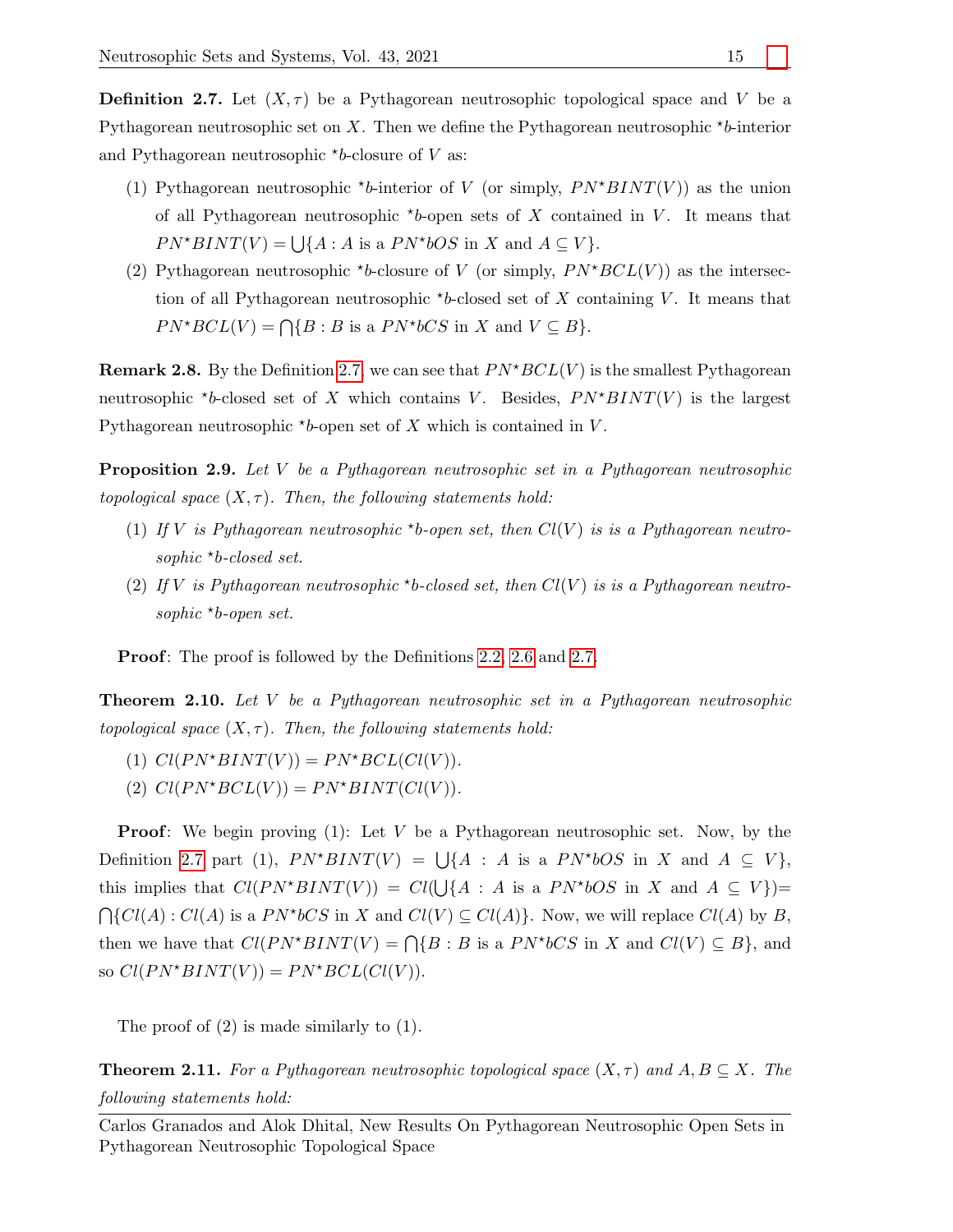**Definition 2.7.** Let $(X, \tau)$ be a Pythagorean neutrosophic topological space and $V$ be a Pythagorean neutrosophic set on $X$. Then we define the Pythagorean neutrosophic $^\star b$-interior and Pythagorean neutrosophic $^\star b$-closure of $V$ as:

1. Pythagorean neutrosophic $^\star b$-interior of $V$ (or simply, $PN^\star BINT(V)$) as the union of all Pythagorean neutrosophic $^\star b$-open sets of $X$ contained in $V$. It means that $PN^\star BINT(V) = \bigcup\{A : A \text{ is a } PN^\star bOS \text{ in } X \text{ and } A \subseteq V\}$.
2. Pythagorean neutrosophic $^\star b$-closure of $V$ (or simply, $PN^\star BCL(V)$) as the intersection of all Pythagorean neutrosophic $^\star b$-closed set of $X$ containing $V$. It means that $PN^\star BCL(V) = \bigcap\{B : B \text{ is a } PN^\star bCS \text{ in } X \text{ and } V \subseteq B\}$.

**Remark 2.8.** By the Definition 2.7, we can see that $PN^\star BCL(V)$ is the smallest Pythagorean neutrosophic $^\star b$-closed set of $X$ which contains $V$. Besides, $PN^\star BINT(V)$ is the largest Pythagorean neutrosophic $^\star b$-open set of $X$ which is contained in $V$.

**Proposition 2.9.** *Let $V$ be a Pythagorean neutrosophic set in a Pythagorean neutrosophic topological space $(X, \tau)$. Then, the following statements hold:*

1. *If $V$ is Pythagorean neutrosophic $^\star b$-open set, then $Cl(V)$ is is a Pythagorean neutrosophic $^\star b$-closed set.*
2. *If $V$ is Pythagorean neutrosophic $^\star b$-closed set, then $Cl(V)$ is is a Pythagorean neutrosophic $^\star b$-open set.*

**Proof**: The proof is followed by the Definitions 2.2, 2.6 and 2.7.

**Theorem 2.10.** *Let $V$ be a Pythagorean neutrosophic set in a Pythagorean neutrosophic topological space $(X, \tau)$. Then, the following statements hold:*

1. *$Cl(PN^\star BINT(V)) = PN^\star BCL(Cl(V))$.*
2. *$Cl(PN^\star BCL(V)) = PN^\star BINT(Cl(V))$.*

**Proof**: We begin proving (1): Let $V$ be a Pythagorean neutrosophic set. Now, by the Definition 2.7 part (1), $PN^\star BINT(V) = \bigcup\{A : A \text{ is a } PN^\star bOS \text{ in } X \text{ and } A \subseteq V\}$, this implies that $Cl(PN^\star BINT(V)) = Cl(\bigcup\{A : A \text{ is a } PN^\star bOS \text{ in } X \text{ and } A \subseteq V\})=$ $\bigcap\{Cl(A) : Cl(A) \text{ is a } PN^\star bCS \text{ in } X \text{ and } Cl(V) \subseteq Cl(A)\}$. Now, we will replace $Cl(A)$ by $B$, then we have that $Cl(PN^\star BINT(V) = \bigcap\{B : B \text{ is a } PN^\star bCS \text{ in } X \text{ and } Cl(V) \subseteq B\}$, and so $Cl(PN^\star BINT(V)) = PN^\star BCL(Cl(V))$.

The proof of (2) is made similarly to (1).

**Theorem 2.11.** *For a Pythagorean neutrosophic topological space $(X, \tau)$ and $A, B \subseteq X$. The following statements hold:*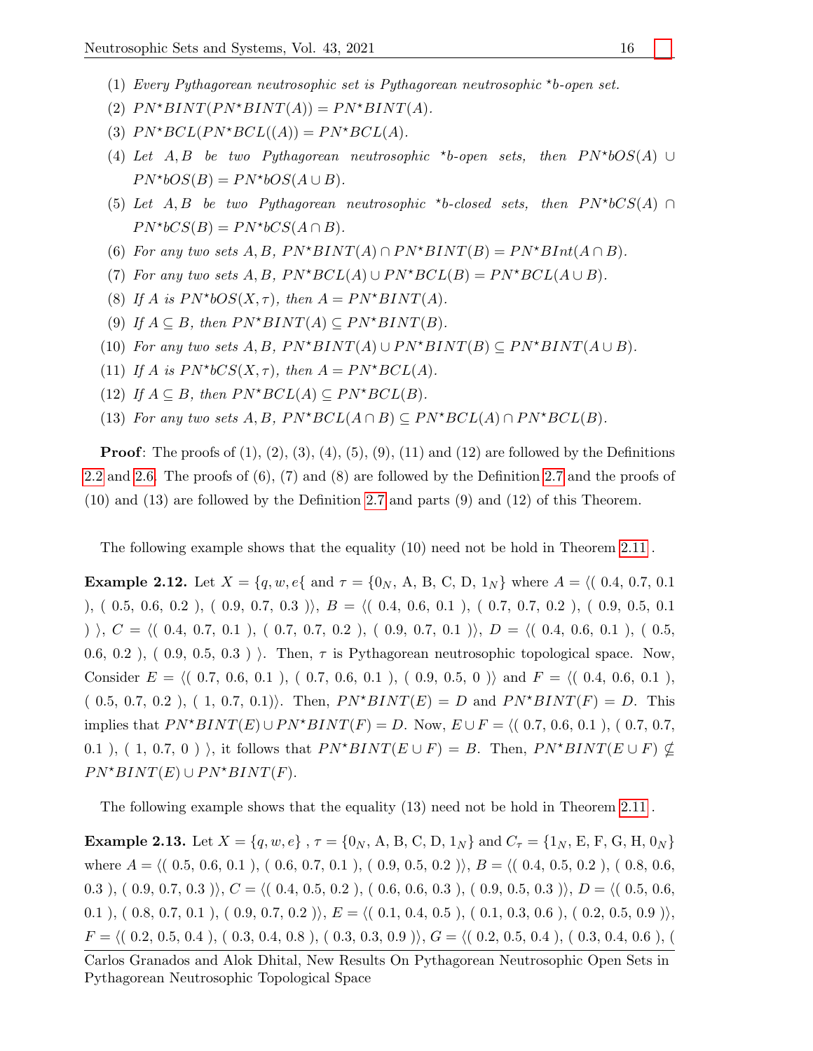(1) *Every Pythagorean neutrosophic set is Pythagorean neutrosophic* $\star b$*-open set.*

(2) $PN^{\star}BINT(PN^{\star}BINT(A)) = PN^{\star}BINT(A)$.

(3) $PN^{\star}BCL(PN^{\star}BCL((A)) = PN^{\star}BCL(A)$.

(4) *Let* $A, B$ *be two Pythagorean neutrosophic* $\star b$*-open sets, then* $PN^{\star}bOS(A) \cup PN^{\star}bOS(B) = PN^{\star}bOS(A \cup B)$.

(5) *Let* $A, B$ *be two Pythagorean neutrosophic* $\star b$*-closed sets, then* $PN^{\star}bCS(A) \cap PN^{\star}bCS(B) = PN^{\star}bCS(A \cap B)$.

(6) *For any two sets* $A, B$, $PN^{\star}BINT(A) \cap PN^{\star}BINT(B) = PN^{\star}BInt(A \cap B)$.

(7) *For any two sets* $A, B$, $PN^{\star}BCL(A) \cup PN^{\star}BCL(B) = PN^{\star}BCL(A \cup B)$.

(8) *If* $A$ *is* $PN^{\star}bOS(X, \tau)$*, then* $A = PN^{\star}BINT(A)$.

(9) *If* $A \subseteq B$*, then* $PN^{\star}BINT(A) \subseteq PN^{\star}BINT(B)$.

(10) *For any two sets* $A, B$, $PN^{\star}BINT(A) \cup PN^{\star}BINT(B) \subseteq PN^{\star}BINT(A \cup B)$.

(11) *If* $A$ *is* $PN^{\star}bCS(X, \tau)$*, then* $A = PN^{\star}BCL(A)$.

(12) *If* $A \subseteq B$*, then* $PN^{\star}BCL(A) \subseteq PN^{\star}BCL(B)$.

(13) *For any two sets* $A, B$, $PN^{\star}BCL(A \cap B) \subseteq PN^{\star}BCL(A) \cap PN^{\star}BCL(B)$.

**Proof**: The proofs of (1), (2), (3), (4), (5), (9), (11) and (12) are followed by the Definitions 2.2 and 2.6. The proofs of (6), (7) and (8) are followed by the Definition 2.7 and the proofs of (10) and (13) are followed by the Definition 2.7 and parts (9) and (12) of this Theorem.

The following example shows that the equality (10) need not be hold in Theorem 2.11 .

**Example 2.12.** Let $X = \{q, w, e\{$ and $\tau = \{0_N$, A, B, C, D, $1_N\}$ where $A = \langle$( 0.4, 0.7, 0.1 ), ( 0.5, 0.6, 0.2 ), ( 0.9, 0.7, 0.3 )$\rangle$, $B = \langle$( 0.4, 0.6, 0.1 ), ( 0.7, 0.7, 0.2 ), ( 0.9, 0.5, 0.1 ) $\rangle$, $C = \langle$( 0.4, 0.7, 0.1 ), ( 0.7, 0.7, 0.2 ), ( 0.9, 0.7, 0.1 )$\rangle$, $D = \langle$( 0.4, 0.6, 0.1 ), ( 0.5, 0.6, 0.2 ), ( 0.9, 0.5, 0.3 ) $\rangle$. Then, $\tau$ is Pythagorean neutrosophic topological space. Now, Consider $E = \langle$( 0.7, 0.6, 0.1 ), ( 0.7, 0.6, 0.1 ), ( 0.9, 0.5, 0 )$\rangle$ and $F = \langle$( 0.4, 0.6, 0.1 ), ( 0.5, 0.7, 0.2 ), ( 1, 0.7, 0.1)$\rangle$. Then, $PN^{\star}BINT(E) = D$ and $PN^{\star}BINT(F) = D$. This implies that $PN^{\star}BINT(E) \cup PN^{\star}BINT(F) = D$. Now, $E \cup F = \langle$( 0.7, 0.6, 0.1 ), ( 0.7, 0.7, 0.1 ), ( 1, 0.7, 0 ) $\rangle$, it follows that $PN^{\star}BINT(E \cup F) = B$. Then, $PN^{\star}BINT(E \cup F) \nsubseteq PN^{\star}BINT(E) \cup PN^{\star}BINT(F)$.

The following example shows that the equality (13) need not be hold in Theorem 2.11 .

**Example 2.13.** Let $X = \{q, w, e\}$ , $\tau = \{0_N$, A, B, C, D, $1_N\}$ and $C_\tau = \{1_N$, E, F, G, H, $0_N\}$ where $A = \langle$( 0.5, 0.6, 0.1 ), ( 0.6, 0.7, 0.1 ), ( 0.9, 0.5, 0.2 )$\rangle$, $B = \langle$( 0.4, 0.5, 0.2 ), ( 0.8, 0.6, 0.3 ), ( 0.9, 0.7, 0.3 )$\rangle$, $C = \langle$( 0.4, 0.5, 0.2 ), ( 0.6, 0.6, 0.3 ), ( 0.9, 0.5, 0.3 )$\rangle$, $D = \langle$( 0.5, 0.6, 0.1 ), ( 0.8, 0.7, 0.1 ), ( 0.9, 0.7, 0.2 )$\rangle$, $E = \langle$( 0.1, 0.4, 0.5 ), ( 0.1, 0.3, 0.6 ), ( 0.2, 0.5, 0.9 )$\rangle$, $F = \langle$( 0.2, 0.5, 0.4 ), ( 0.3, 0.4, 0.8 ), ( 0.3, 0.3, 0.9 )$\rangle$, $G = \langle$( 0.2, 0.5, 0.4 ), ( 0.3, 0.4, 0.6 ), (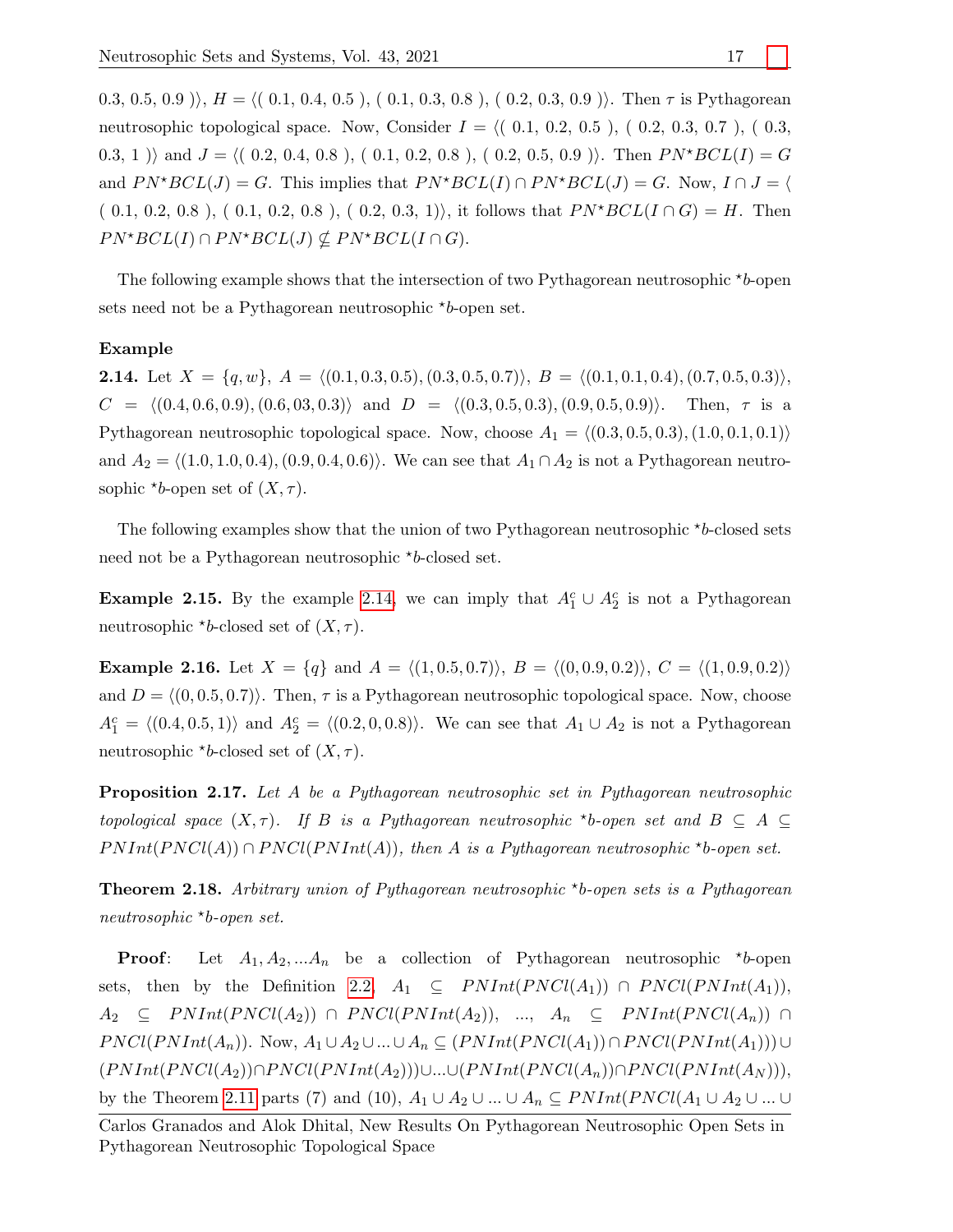0.3, 0.5, 0.9 )⟩, $H = \langle( 0.1, 0.4, 0.5 ), ( 0.1, 0.3, 0.8 ), ( 0.2, 0.3, 0.9 )\rangle$. Then $\tau$ is Pythagorean neutrosophic topological space. Now, Consider $I = \langle( 0.1, 0.2, 0.5 ), ( 0.2, 0.3, 0.7 ), ( 0.3, 0.3, 1 )\rangle$ and $J = \langle( 0.2, 0.4, 0.8 ), ( 0.1, 0.2, 0.8 ), ( 0.2, 0.5, 0.9 )\rangle$. Then $PN^{\star}BCL(I) = G$ and $PN^{\star}BCL(J) = G$. This implies that $PN^{\star}BCL(I) \cap PN^{\star}BCL(J) = G$. Now, $I \cap J = \langle( 0.1, 0.2, 0.8 ), ( 0.1, 0.2, 0.8 ), ( 0.2, 0.3, 1)\rangle$, it follows that $PN^{\star}BCL(I \cap G) = H$. Then $PN^{\star}BCL(I) \cap PN^{\star}BCL(J) \nsubseteq PN^{\star}BCL(I \cap G)$.

The following example shows that the intersection of two Pythagorean neutrosophic $\star b$-open sets need not be a Pythagorean neutrosophic $\star b$-open set.

**Example**

**2.14.** Let $X = \{q, w\}$, $A = \langle(0.1, 0.3, 0.5), (0.3, 0.5, 0.7)\rangle$, $B = \langle(0.1, 0.1, 0.4), (0.7, 0.5, 0.3)\rangle$, $C = \langle(0.4, 0.6, 0.9), (0.6, 03, 0.3)\rangle$ and $D = \langle(0.3, 0.5, 0.3), (0.9, 0.5, 0.9)\rangle$. Then, $\tau$ is a Pythagorean neutrosophic topological space. Now, choose $A_1 = \langle(0.3, 0.5, 0.3), (1.0, 0.1, 0.1)\rangle$ and $A_2 = \langle(1.0, 1.0, 0.4), (0.9, 0.4, 0.6)\rangle$. We can see that $A_1 \cap A_2$ is not a Pythagorean neutrosophic $\star b$-open set of $(X, \tau)$.

The following examples show that the union of two Pythagorean neutrosophic $\star b$-closed sets need not be a Pythagorean neutrosophic $\star b$-closed set.

**Example 2.15.** By the example 2.14, we can imply that $A_1^c \cup A_2^c$ is not a Pythagorean neutrosophic $\star b$-closed set of $(X, \tau)$.

**Example 2.16.** Let $X = \{q\}$ and $A = \langle(1, 0.5, 0.7)\rangle$, $B = \langle(0, 0.9, 0.2)\rangle$, $C = \langle(1, 0.9, 0.2)\rangle$ and $D = \langle(0, 0.5, 0.7)\rangle$. Then, $\tau$ is a Pythagorean neutrosophic topological space. Now, choose $A_1^c = \langle(0.4, 0.5, 1)\rangle$ and $A_2^c = \langle(0.2, 0, 0.8)\rangle$. We can see that $A_1 \cup A_2$ is not a Pythagorean neutrosophic $\star b$-closed set of $(X, \tau)$.

**Proposition 2.17.** *Let $A$ be a Pythagorean neutrosophic set in Pythagorean neutrosophic topological space $(X, \tau)$. If $B$ is a Pythagorean neutrosophic $\star b$-open set and $B \subseteq A \subseteq PNInt(PNCl(A)) \cap PNCl(PNInt(A))$, then $A$ is a Pythagorean neutrosophic $\star b$-open set.*

**Theorem 2.18.** *Arbitrary union of Pythagorean neutrosophic $\star b$-open sets is a Pythagorean neutrosophic $\star b$-open set.*

**Proof**: Let $A_1, A_2, ...A_n$ be a collection of Pythagorean neutrosophic $\star b$-open sets, then by the Definition 2.2, $A_1 \subseteq PNInt(PNCl(A_1)) \cap PNCl(PNInt(A_1))$, $A_2 \subseteq PNInt(PNCl(A_2)) \cap PNCl(PNInt(A_2))$, ..., $A_n \subseteq PNInt(PNCl(A_n)) \cap PNCl(PNInt(A_n))$. Now, $A_1 \cup A_2 \cup ... \cup A_n \subseteq (PNInt(PNCl(A_1)) \cap PNCl(PNInt(A_1))) \cup (PNInt(PNCl(A_2)) \cap PNCl(PNInt(A_2))) \cup ... \cup (PNInt(PNCl(A_n)) \cap PNCl(PNInt(A_N)))$, by the Theorem 2.11 parts (7) and (10), $A_1 \cup A_2 \cup ... \cup A_n \subseteq PNInt(PNCl(A_1 \cup A_2 \cup ... \cup$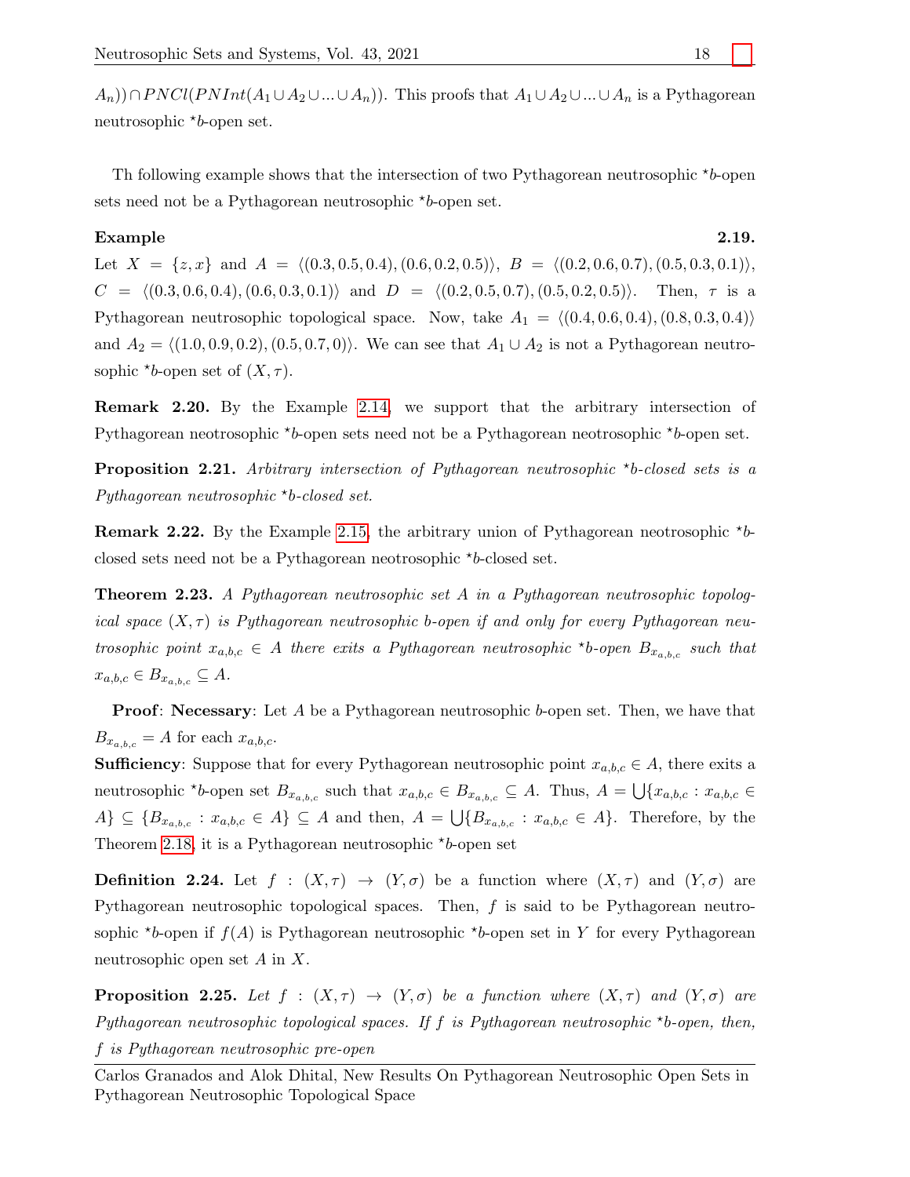$A_n)) \cap PNCl(PNInt(A_1 \cup A_2 \cup ... \cup A_n))$. This proofs that $A_1 \cup A_2 \cup ... \cup A_n$ is a Pythagorean neutrosophic $\star b$-open set.

Th following example shows that the intersection of two Pythagorean neutrosophic $\star b$-open sets need not be a Pythagorean neutrosophic $\star b$-open set.

**Example 2.19.** Let $X = \{z, x\}$ and $A = \langle(0.3, 0.5, 0.4), (0.6, 0.2, 0.5)\rangle$, $B = \langle(0.2, 0.6, 0.7), (0.5, 0.3, 0.1)\rangle$, $C = \langle(0.3, 0.6, 0.4), (0.6, 0.3, 0.1)\rangle$ and $D = \langle(0.2, 0.5, 0.7), (0.5, 0.2, 0.5)\rangle$. Then, $\tau$ is a Pythagorean neutrosophic topological space. Now, take $A_1 = \langle(0.4, 0.6, 0.4), (0.8, 0.3, 0.4)\rangle$ and $A_2 = \langle(1.0, 0.9, 0.2), (0.5, 0.7, 0)\rangle$. We can see that $A_1 \cup A_2$ is not a Pythagorean neutrosophic $\star b$-open set of $(X, \tau)$.

**Remark 2.20.** By the Example 2.14, we support that the arbitrary intersection of Pythagorean neotrosophic $\star b$-open sets need not be a Pythagorean neotrosophic $\star b$-open set.

**Proposition 2.21.** *Arbitrary intersection of Pythagorean neutrosophic $\star b$-closed sets is a Pythagorean neutrosophic $\star b$-closed set.*

**Remark 2.22.** By the Example 2.15, the arbitrary union of Pythagorean neotrosophic $\star b$-closed sets need not be a Pythagorean neotrosophic $\star b$-closed set.

**Theorem 2.23.** *A Pythagorean neutrosophic set $A$ in a Pythagorean neutrosophic topological space $(X, \tau)$ is Pythagorean neutrosophic $b$-open if and only for every Pythagorean neutrosophic point $x_{a,b,c} \in A$ there exits a Pythagorean neutrosophic $\star b$-open $B_{x_{a,b,c}}$ such that $x_{a,b,c} \in B_{x_{a,b,c}} \subseteq A$.*

**Proof**: **Necessary**: Let $A$ be a Pythagorean neutrosophic $b$-open set. Then, we have that $B_{x_{a,b,c}} = A$ for each $x_{a,b,c}$.

**Sufficiency**: Suppose that for every Pythagorean neutrosophic point $x_{a,b,c} \in A$, there exits a neutrosophic $\star b$-open set $B_{x_{a,b,c}}$ such that $x_{a,b,c} \in B_{x_{a,b,c}} \subseteq A$. Thus, $A = \bigcup\{x_{a,b,c} : x_{a,b,c} \in A\} \subseteq \{B_{x_{a,b,c}} : x_{a,b,c} \in A\} \subseteq A$ and then, $A = \bigcup\{B_{x_{a,b,c}} : x_{a,b,c} \in A\}$. Therefore, by the Theorem 2.18, it is a Pythagorean neutrosophic $\star b$-open set

**Definition 2.24.** Let $f : (X, \tau) \to (Y, \sigma)$ be a function where $(X, \tau)$ and $(Y, \sigma)$ are Pythagorean neutrosophic topological spaces. Then, $f$ is said to be Pythagorean neutrosophic $\star b$-open if $f(A)$ is Pythagorean neutrosophic $\star b$-open set in $Y$ for every Pythagorean neutrosophic open set $A$ in $X$.

**Proposition 2.25.** *Let $f : (X, \tau) \to (Y, \sigma)$ be a function where $(X, \tau)$ and $(Y, \sigma)$ are Pythagorean neutrosophic topological spaces. If $f$ is Pythagorean neutrosophic $\star b$-open, then, $f$ is Pythagorean neutrosophic pre-open*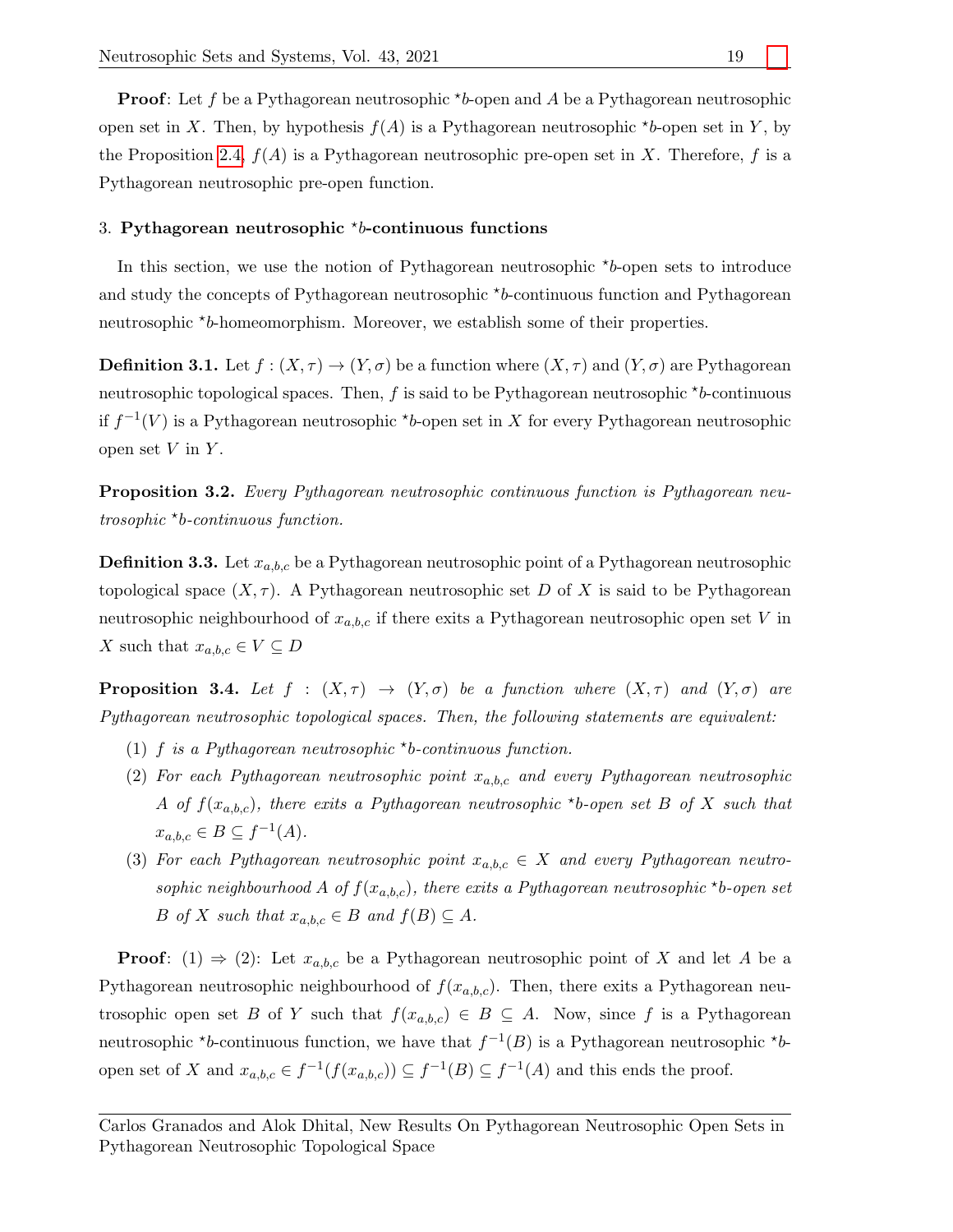**Proof**: Let $f$ be a Pythagorean neutrosophic $^{\star}b$-open and $A$ be a Pythagorean neutrosophic open set in $X$. Then, by hypothesis $f(A)$ is a Pythagorean neutrosophic $^{\star}b$-open set in $Y$, by the Proposition 2.4, $f(A)$ is a Pythagorean neutrosophic pre-open set in $X$. Therefore, $f$ is a Pythagorean neutrosophic pre-open function.

## 3. Pythagorean neutrosophic $^{\star}b$-continuous functions

In this section, we use the notion of Pythagorean neutrosophic $^{\star}b$-open sets to introduce and study the concepts of Pythagorean neutrosophic $^{\star}b$-continuous function and Pythagorean neutrosophic $^{\star}b$-homeomorphism. Moreover, we establish some of their properties.

**Definition 3.1.** Let $f : (X, \tau) \to (Y, \sigma)$ be a function where $(X, \tau)$ and $(Y, \sigma)$ are Pythagorean neutrosophic topological spaces. Then, $f$ is said to be Pythagorean neutrosophic $^{\star}b$-continuous if $f^{-1}(V)$ is a Pythagorean neutrosophic $^{\star}b$-open set in $X$ for every Pythagorean neutrosophic open set $V$ in $Y$.

**Proposition 3.2.** *Every Pythagorean neutrosophic continuous function is Pythagorean neutrosophic $^{\star}b$-continuous function.*

**Definition 3.3.** Let $x_{a,b,c}$ be a Pythagorean neutrosophic point of a Pythagorean neutrosophic topological space $(X, \tau)$. A Pythagorean neutrosophic set $D$ of $X$ is said to be Pythagorean neutrosophic neighbourhood of $x_{a,b,c}$ if there exits a Pythagorean neutrosophic open set $V$ in $X$ such that $x_{a,b,c} \in V \subseteq D$

**Proposition 3.4.** *Let $f : (X, \tau) \to (Y, \sigma)$ be a function where $(X, \tau)$ and $(Y, \sigma)$ are Pythagorean neutrosophic topological spaces. Then, the following statements are equivalent:*

1. *$f$ is a Pythagorean neutrosophic $^{\star}b$-continuous function.*
2. *For each Pythagorean neutrosophic point $x_{a,b,c}$ and every Pythagorean neutrosophic $A$ of $f(x_{a,b,c})$, there exits a Pythagorean neutrosophic $^{\star}b$-open set $B$ of $X$ such that $x_{a,b,c} \in B \subseteq f^{-1}(A)$.*
3. *For each Pythagorean neutrosophic point $x_{a,b,c} \in X$ and every Pythagorean neutrosophic neighbourhood $A$ of $f(x_{a,b,c})$, there exits a Pythagorean neutrosophic $^{\star}b$-open set $B$ of $X$ such that $x_{a,b,c} \in B$ and $f(B) \subseteq A$.*

**Proof**: (1) $\Rightarrow$ (2): Let $x_{a,b,c}$ be a Pythagorean neutrosophic point of $X$ and let $A$ be a Pythagorean neutrosophic neighbourhood of $f(x_{a,b,c})$. Then, there exits a Pythagorean neutrosophic open set $B$ of $Y$ such that $f(x_{a,b,c}) \in B \subseteq A$. Now, since $f$ is a Pythagorean neutrosophic $^{\star}b$-continuous function, we have that $f^{-1}(B)$ is a Pythagorean neutrosophic $^{\star}b$-open set of $X$ and $x_{a,b,c} \in f^{-1}(f(x_{a,b,c})) \subseteq f^{-1}(B) \subseteq f^{-1}(A)$ and this ends the proof.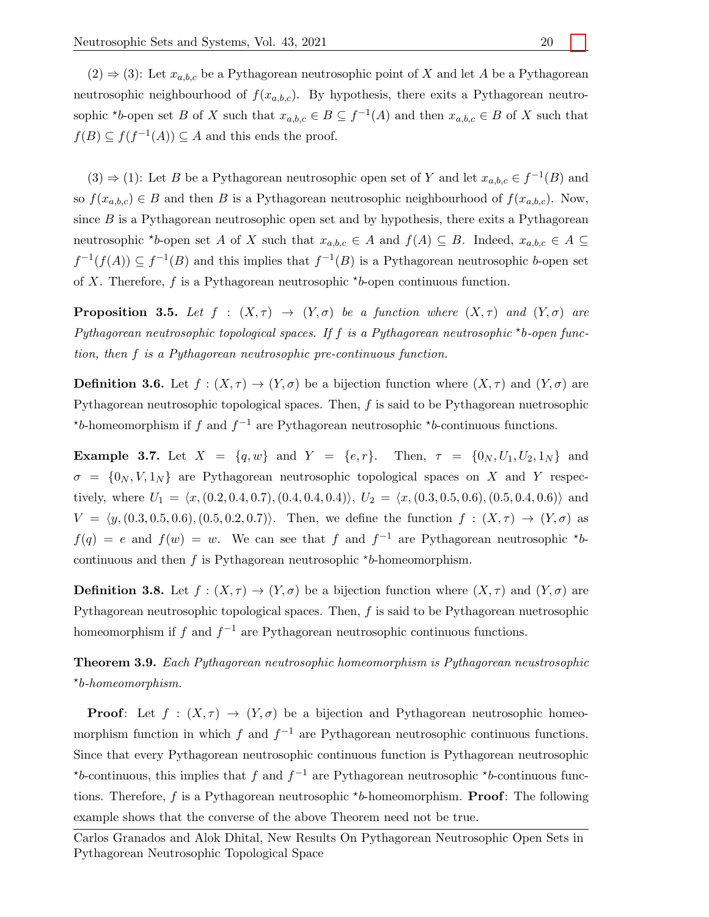(2) ⇒ (3): Let $x_{a,b,c}$ be a Pythagorean neutrosophic point of $X$ and let $A$ be a Pythagorean neutrosophic neighbourhood of $f(x_{a,b,c})$. By hypothesis, there exits a Pythagorean neutrosophic $^{\star}b$-open set $B$ of $X$ such that $x_{a,b,c} \in B \subseteq f^{-1}(A)$ and then $x_{a,b,c} \in B$ of $X$ such that $f(B) \subseteq f(f^{-1}(A)) \subseteq A$ and this ends the proof.

(3) ⇒ (1): Let $B$ be a Pythagorean neutrosophic open set of $Y$ and let $x_{a,b,c} \in f^{-1}(B)$ and so $f(x_{a,b,c}) \in B$ and then $B$ is a Pythagorean neutrosophic neighbourhood of $f(x_{a,b,c})$. Now, since $B$ is a Pythagorean neutrosophic open set and by hypothesis, there exits a Pythagorean neutrosophic $^{\star}b$-open set $A$ of $X$ such that $x_{a,b,c} \in A$ and $f(A) \subseteq B$. Indeed, $x_{a,b,c} \in A \subseteq f^{-1}(f(A)) \subseteq f^{-1}(B)$ and this implies that $f^{-1}(B)$ is a Pythagorean neutrosophic $b$-open set of $X$. Therefore, $f$ is a Pythagorean neutrosophic $^{\star}b$-open continuous function.

**Proposition 3.5.** *Let $f : (X, \tau) \to (Y, \sigma)$ be a function where $(X, \tau)$ and $(Y, \sigma)$ are Pythagorean neutrosophic topological spaces. If $f$ is a Pythagorean neutrosophic $^{\star}b$-open function, then $f$ is a Pythagorean neutrosophic pre-continuous function.*

**Definition 3.6.** Let $f : (X, \tau) \to (Y, \sigma)$ be a bijection function where $(X, \tau)$ and $(Y, \sigma)$ are Pythagorean neutrosophic topological spaces. Then, $f$ is said to be Pythagorean nuetrosophic $^{\star}b$-homeomorphism if $f$ and $f^{-1}$ are Pythagorean neutrosophic $^{\star}b$-continuous functions.

**Example 3.7.** Let $X = \{q, w\}$ and $Y = \{e, r\}$. Then, $\tau = \{0_N, U_1, U_2, 1_N\}$ and $\sigma = \{0_N, V, 1_N\}$ are Pythagorean neutrosophic topological spaces on $X$ and $Y$ respectively, where $U_1 = \langle x, (0.2, 0.4, 0.7), (0.4, 0.4, 0.4)\rangle$, $U_2 = \langle x, (0.3, 0.5, 0.6), (0.5, 0.4, 0.6)\rangle$ and $V = \langle y, (0.3, 0.5, 0.6), (0.5, 0.2, 0.7)\rangle$. Then, we define the function $f : (X, \tau) \to (Y, \sigma)$ as $f(q) = e$ and $f(w) = w$. We can see that $f$ and $f^{-1}$ are Pythagorean neutrosophic $^{\star}b$-continuous and then $f$ is Pythagorean neutrosophic $^{\star}b$-homeomorphism.

**Definition 3.8.** Let $f : (X, \tau) \to (Y, \sigma)$ be a bijection function where $(X, \tau)$ and $(Y, \sigma)$ are Pythagorean neutrosophic topological spaces. Then, $f$ is said to be Pythagorean nuetrosophic homeomorphism if $f$ and $f^{-1}$ are Pythagorean neutrosophic continuous functions.

**Theorem 3.9.** *Each Pythagorean neutrosophic homeomorphism is Pythagorean neustrosophic $^{\star}b$-homeomorphism.*

**Proof**: Let $f : (X, \tau) \to (Y, \sigma)$ be a bijection and Pythagorean neutrosophic homeomorphism function in which $f$ and $f^{-1}$ are Pythagorean neutrosophic continuous functions. Since that every Pythagorean neutrosophic continuous function is Pythagorean neutrosophic $^{\star}b$-continuous, this implies that $f$ and $f^{-1}$ are Pythagorean neutrosophic $^{\star}b$-continuous functions. Therefore, $f$ is a Pythagorean neutrosophic $^{\star}b$-homeomorphism. **Proof**: The following example shows that the converse of the above Theorem need not be true.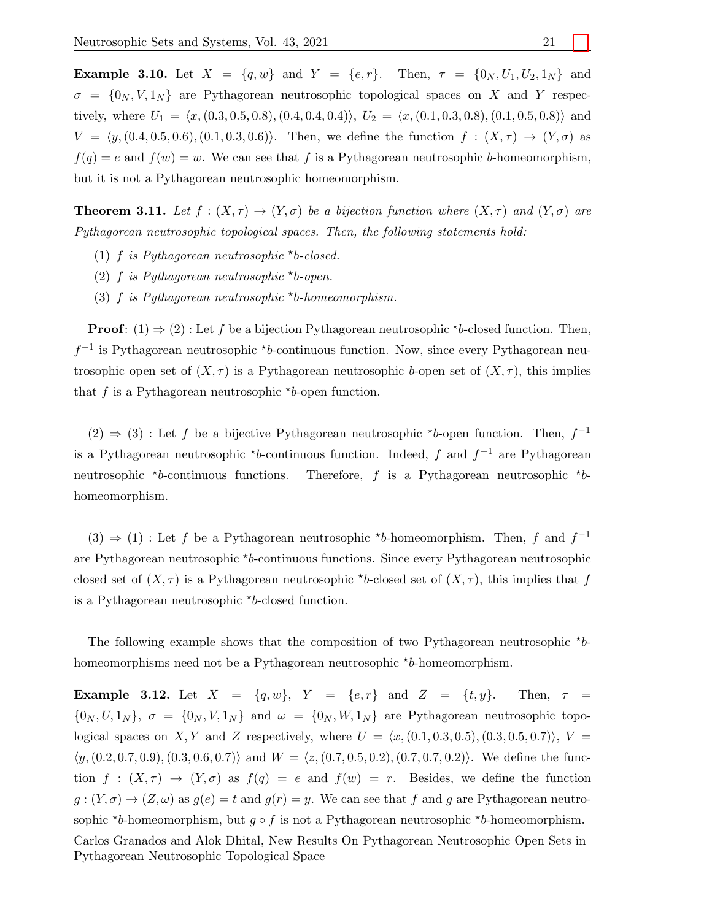**Example 3.10.** Let $X = \{q, w\}$ and $Y = \{e, r\}$. Then, $\tau = \{0_N, U_1, U_2, 1_N\}$ and $\sigma = \{0_N, V, 1_N\}$ are Pythagorean neutrosophic topological spaces on $X$ and $Y$ respectively, where $U_1 = \langle x, (0.3, 0.5, 0.8), (0.4, 0.4, 0.4)\rangle$, $U_2 = \langle x, (0.1, 0.3, 0.8), (0.1, 0.5, 0.8)\rangle$ and $V = \langle y, (0.4, 0.5, 0.6), (0.1, 0.3, 0.6)\rangle$. Then, we define the function $f : (X, \tau) \to (Y, \sigma)$ as $f(q) = e$ and $f(w) = w$. We can see that $f$ is a Pythagorean neutrosophic $b$-homeomorphism, but it is not a Pythagorean neutrosophic homeomorphism.

**Theorem 3.11.** *Let $f : (X, \tau) \to (Y, \sigma)$ be a bijection function where $(X, \tau)$ and $(Y, \sigma)$ are Pythagorean neutrosophic topological spaces. Then, the following statements hold:*

1. *$f$ is Pythagorean neutrosophic $^\star b$-closed.*
2. *$f$ is Pythagorean neutrosophic $^\star b$-open.*
3. *$f$ is Pythagorean neutrosophic $^\star b$-homeomorphism.*

**Proof**: $(1) \Rightarrow (2)$ : Let $f$ be a bijection Pythagorean neutrosophic $^\star b$-closed function. Then, $f^{-1}$ is Pythagorean neutrosophic $^\star b$-continuous function. Now, since every Pythagorean neutrosophic open set of $(X, \tau)$ is a Pythagorean neutrosophic $b$-open set of $(X, \tau)$, this implies that $f$ is a Pythagorean neutrosophic $^\star b$-open function.

$(2) \Rightarrow (3)$ : Let $f$ be a bijective Pythagorean neutrosophic $^\star b$-open function. Then, $f^{-1}$ is a Pythagorean neutrosophic $^\star b$-continuous function. Indeed, $f$ and $f^{-1}$ are Pythagorean neutrosophic $^\star b$-continuous functions. Therefore, $f$ is a Pythagorean neutrosophic $^\star b$-homeomorphism.

$(3) \Rightarrow (1)$ : Let $f$ be a Pythagorean neutrosophic $^\star b$-homeomorphism. Then, $f$ and $f^{-1}$ are Pythagorean neutrosophic $^\star b$-continuous functions. Since every Pythagorean neutrosophic closed set of $(X, \tau)$ is a Pythagorean neutrosophic $^\star b$-closed set of $(X, \tau)$, this implies that $f$ is a Pythagorean neutrosophic $^\star b$-closed function.

The following example shows that the composition of two Pythagorean neutrosophic $^\star b$-homeomorphisms need not be a Pythagorean neutrosophic $^\star b$-homeomorphism.

**Example 3.12.** Let $X = \{q, w\}$, $Y = \{e, r\}$ and $Z = \{t, y\}$. Then, $\tau = \{0_N, U, 1_N\}$, $\sigma = \{0_N, V, 1_N\}$ and $\omega = \{0_N, W, 1_N\}$ are Pythagorean neutrosophic topological spaces on $X, Y$ and $Z$ respectively, where $U = \langle x, (0.1, 0.3, 0.5), (0.3, 0.5, 0.7)\rangle$, $V = \langle y, (0.2, 0.7, 0.9), (0.3, 0.6, 0.7)\rangle$ and $W = \langle z, (0.7, 0.5, 0.2), (0.7, 0.7, 0.2)\rangle$. We define the function $f : (X, \tau) \to (Y, \sigma)$ as $f(q) = e$ and $f(w) = r$. Besides, we define the function $g : (Y, \sigma) \to (Z, \omega)$ as $g(e) = t$ and $g(r) = y$. We can see that $f$ and $g$ are Pythagorean neutrosophic $^\star b$-homeomorphism, but $g \circ f$ is not a Pythagorean neutrosophic $^\star b$-homeomorphism.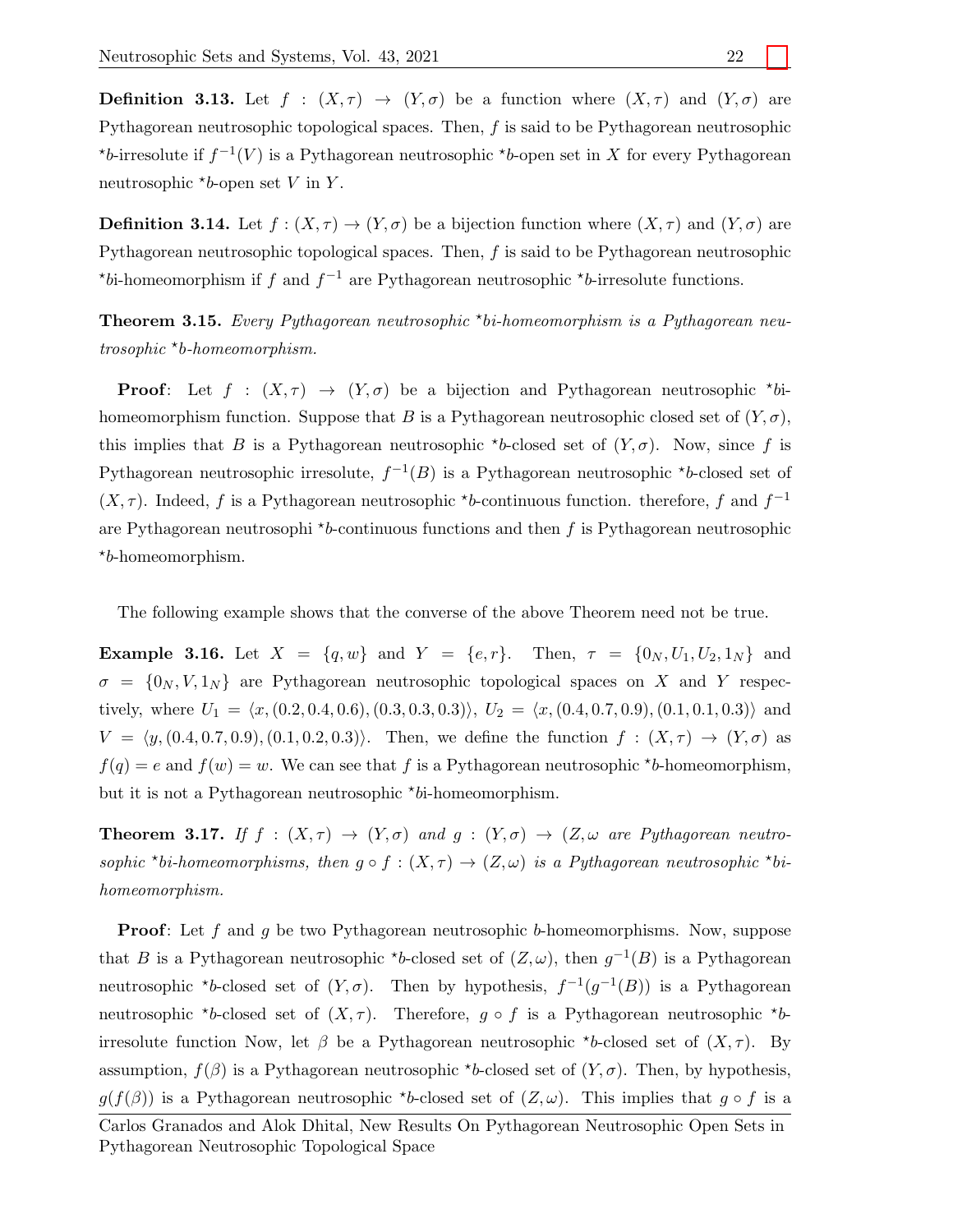**Definition 3.13.** Let $f : (X, \tau) \to (Y, \sigma)$ be a function where $(X, \tau)$ and $(Y, \sigma)$ are Pythagorean neutrosophic topological spaces. Then, $f$ is said to be Pythagorean neutrosophic $^\star b$-irresolute if $f^{-1}(V)$ is a Pythagorean neutrosophic $^\star b$-open set in $X$ for every Pythagorean neutrosophic $^\star b$-open set $V$ in $Y$.

**Definition 3.14.** Let $f : (X, \tau) \to (Y, \sigma)$ be a bijection function where $(X, \tau)$ and $(Y, \sigma)$ are Pythagorean neutrosophic topological spaces. Then, $f$ is said to be Pythagorean neutrosophic $^\star bi$-homeomorphism if $f$ and $f^{-1}$ are Pythagorean neutrosophic $^\star b$-irresolute functions.

**Theorem 3.15.** *Every Pythagorean neutrosophic $^\star bi$-homeomorphism is a Pythagorean neutrosophic $^\star b$-homeomorphism.*

**Proof**: Let $f : (X, \tau) \to (Y, \sigma)$ be a bijection and Pythagorean neutrosophic $^\star bi$-homeomorphism function. Suppose that $B$ is a Pythagorean neutrosophic closed set of $(Y, \sigma)$, this implies that $B$ is a Pythagorean neutrosophic $^\star b$-closed set of $(Y, \sigma)$. Now, since $f$ is Pythagorean neutrosophic irresolute, $f^{-1}(B)$ is a Pythagorean neutrosophic $^\star b$-closed set of $(X, \tau)$. Indeed, $f$ is a Pythagorean neutrosophic $^\star b$-continuous function. therefore, $f$ and $f^{-1}$ are Pythagorean neutrosophi $^\star b$-continuous functions and then $f$ is Pythagorean neutrosophic $^\star b$-homeomorphism.

The following example shows that the converse of the above Theorem need not be true.

**Example 3.16.** Let $X = \{q, w\}$ and $Y = \{e, r\}$. Then, $\tau = \{0_N, U_1, U_2, 1_N\}$ and $\sigma = \{0_N, V, 1_N\}$ are Pythagorean neutrosophic topological spaces on $X$ and $Y$ respectively, where $U_1 = \langle x, (0.2, 0.4, 0.6), (0.3, 0.3, 0.3)\rangle$, $U_2 = \langle x, (0.4, 0.7, 0.9), (0.1, 0.1, 0.3)\rangle$ and $V = \langle y, (0.4, 0.7, 0.9), (0.1, 0.2, 0.3)\rangle$. Then, we define the function $f : (X, \tau) \to (Y, \sigma)$ as $f(q) = e$ and $f(w) = w$. We can see that $f$ is a Pythagorean neutrosophic $^\star b$-homeomorphism, but it is not a Pythagorean neutrosophic $^\star bi$-homeomorphism.

**Theorem 3.17.** *If $f : (X, \tau) \to (Y, \sigma)$ and $g : (Y, \sigma) \to (Z, \omega$ are Pythagorean neutrosophic $^\star bi$-homeomorphisms, then $g \circ f : (X, \tau) \to (Z, \omega)$ is a Pythagorean neutrosophic $^\star bi$-homeomorphism.*

**Proof**: Let $f$ and $g$ be two Pythagorean neutrosophic $b$-homeomorphisms. Now, suppose that $B$ is a Pythagorean neutrosophic $^\star b$-closed set of $(Z, \omega)$, then $g^{-1}(B)$ is a Pythagorean neutrosophic $^\star b$-closed set of $(Y, \sigma)$. Then by hypothesis, $f^{-1}(g^{-1}(B))$ is a Pythagorean neutrosophic $^\star b$-closed set of $(X, \tau)$. Therefore, $g \circ f$ is a Pythagorean neutrosophic $^\star b$-irresolute function Now, let $\beta$ be a Pythagorean neutrosophic $^\star b$-closed set of $(X, \tau)$. By assumption, $f(\beta)$ is a Pythagorean neutrosophic $^\star b$-closed set of $(Y, \sigma)$. Then, by hypothesis, $g(f(\beta))$ is a Pythagorean neutrosophic $^\star b$-closed set of $(Z, \omega)$. This implies that $g \circ f$ is a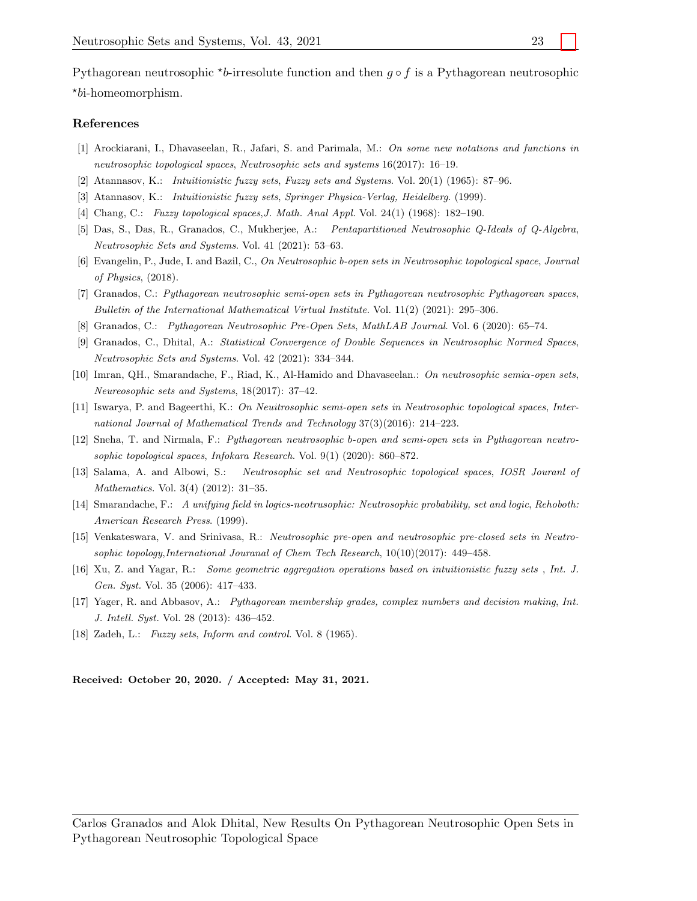Pythagorean neutrosophic $^{\star}b$-irresolute function and then $g \circ f$ is a Pythagorean neutrosophic $^{\star}bi$-homeomorphism.

## References

[1] Arockiarani, I., Dhavaseelan, R., Jafari, S. and Parimala, M.: *On some new notations and functions in neutrosophic topological spaces*, *Neutrosophic sets and systems* 16(2017): 16–19.

[2] Atannasov, K.: *Intuitionistic fuzzy sets*, *Fuzzy sets and Systems*. Vol. 20(1) (1965): 87–96.

[3] Atannasov, K.: *Intuitionistic fuzzy sets*, *Springer Physica-Verlag, Heidelberg*. (1999).

[4] Chang, C.: *Fuzzy topological spaces*,*J. Math. Anal Appl.* Vol. 24(1) (1968): 182–190.

[5] Das, S., Das, R., Granados, C., Mukherjee, A.: *Pentapartitioned Neutrosophic Q-Ideals of Q-Algebra*, *Neutrosophic Sets and Systems*. Vol. 41 (2021): 53–63.

[6] Evangelin, P., Jude, I. and Bazil, C., *On Neutrosophic b-open sets in Neutrosophic topological space*, *Journal of Physics*, (2018).

[7] Granados, C.: *Pythagorean neutrosophic semi-open sets in Pythagorean neutrosophic Pythagorean spaces*, *Bulletin of the International Mathematical Virtual Institute*. Vol. 11(2) (2021): 295–306.

[8] Granados, C.: *Pythagorean Neutrosophic Pre-Open Sets*, *MathLAB Journal*. Vol. 6 (2020): 65–74.

[9] Granados, C., Dhital, A.: *Statistical Convergence of Double Sequences in Neutrosophic Normed Spaces*, *Neutrosophic Sets and Systems*. Vol. 42 (2021): 334–344.

[10] Imran, QH., Smarandache, F., Riad, K., Al-Hamido and Dhavaseelan.: *On neutrosophic semi$\alpha$-open sets*, *Neureosophic sets and Systems*, 18(2017): 37–42.

[11] Iswarya, P. and Bageerthi, K.: *On Neuitrosophic semi-open sets in Neutrosophic topological spaces*, *International Journal of Mathematical Trends and Technology* 37(3)(2016): 214–223.

[12] Sneha, T. and Nirmala, F.: *Pythagorean neutrosophic b-open and semi-open sets in Pythagorean neutrosophic topological spaces*, *Infokara Research*. Vol. 9(1) (2020): 860–872.

[13] Salama, A. and Albowi, S.: *Neutrosophic set and Neutrosophic topological spaces*, *IOSR Jouranl of Mathematics*. Vol. 3(4) (2012): 31–35.

[14] Smarandache, F.: *A unifying field in logics-neotrusophic: Neutrosophic probability, set and logic*, *Rehoboth: American Research Press*. (1999).

[15] Venkateswara, V. and Srinivasa, R.: *Neutrosophic pre-open and neutrosophic pre-closed sets in Neutrosophic topology*,*International Jouranal of Chem Tech Research*, 10(10)(2017): 449–458.

[16] Xu, Z. and Yagar, R.: *Some geometric aggregation operations based on intuitionistic fuzzy sets* , *Int. J. Gen. Syst.* Vol. 35 (2006): 417–433.

[17] Yager, R. and Abbasov, A.: *Pythagorean membership grades, complex numbers and decision making*, *Int. J. Intell. Syst.* Vol. 28 (2013): 436–452.

[18] Zadeh, L.: *Fuzzy sets*, *Inform and control*. Vol. 8 (1965).

**Received: October 20, 2020. / Accepted: May 31, 2021.**